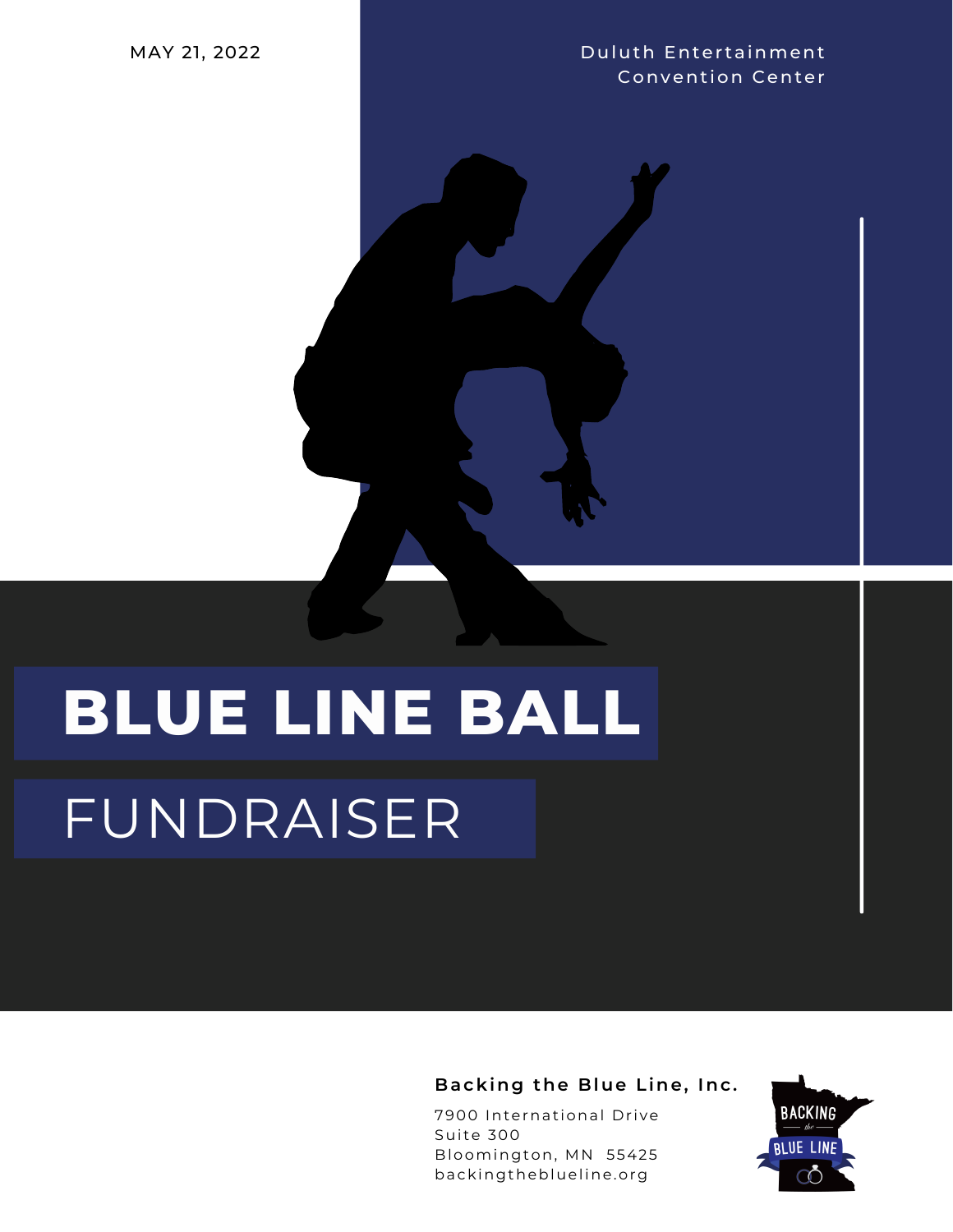MAY 21, 2022

Duluth Entertainment
Convention Center

# BLUE LINE BALL

## FUNDRAISER

**Backing the Blue Line, Inc.**

7900 International Drive
Suite 300
Bloomington, MN 55425
backingtheblueline.org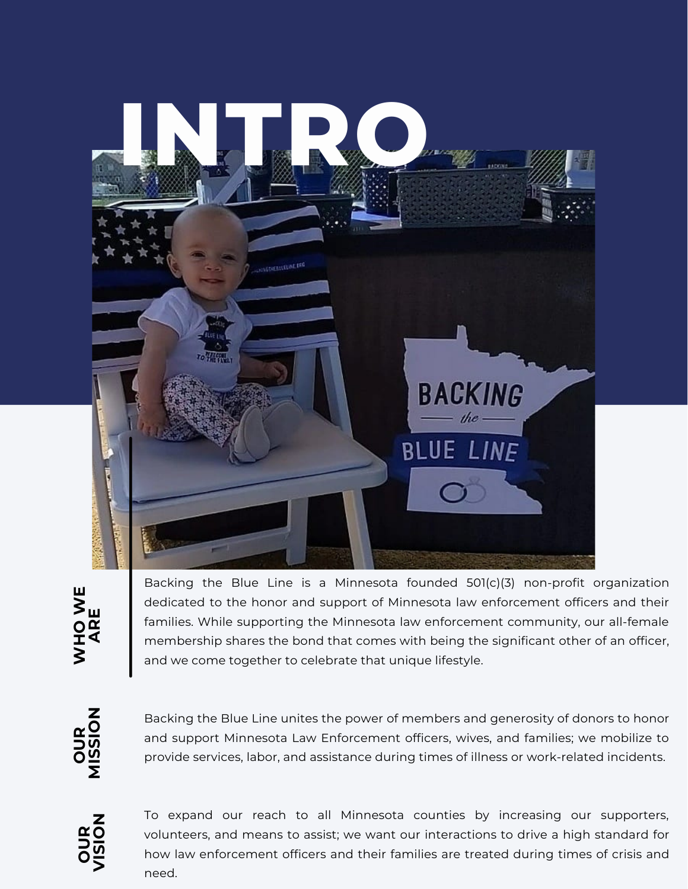# INTRO

## WHO WE ARE

Backing the Blue Line is a Minnesota founded 501(c)(3) non-profit organization dedicated to the honor and support of Minnesota law enforcement officers and their families. While supporting the Minnesota law enforcement community, our all-female membership shares the bond that comes with being the significant other of an officer, and we come together to celebrate that unique lifestyle.

## OUR MISSION

Backing the Blue Line unites the power of members and generosity of donors to honor and support Minnesota Law Enforcement officers, wives, and families; we mobilize to provide services, labor, and assistance during times of illness or work-related incidents.

## OUR VISION

To expand our reach to all Minnesota counties by increasing our supporters, volunteers, and means to assist; we want our interactions to drive a high standard for how law enforcement officers and their families are treated during times of crisis and need.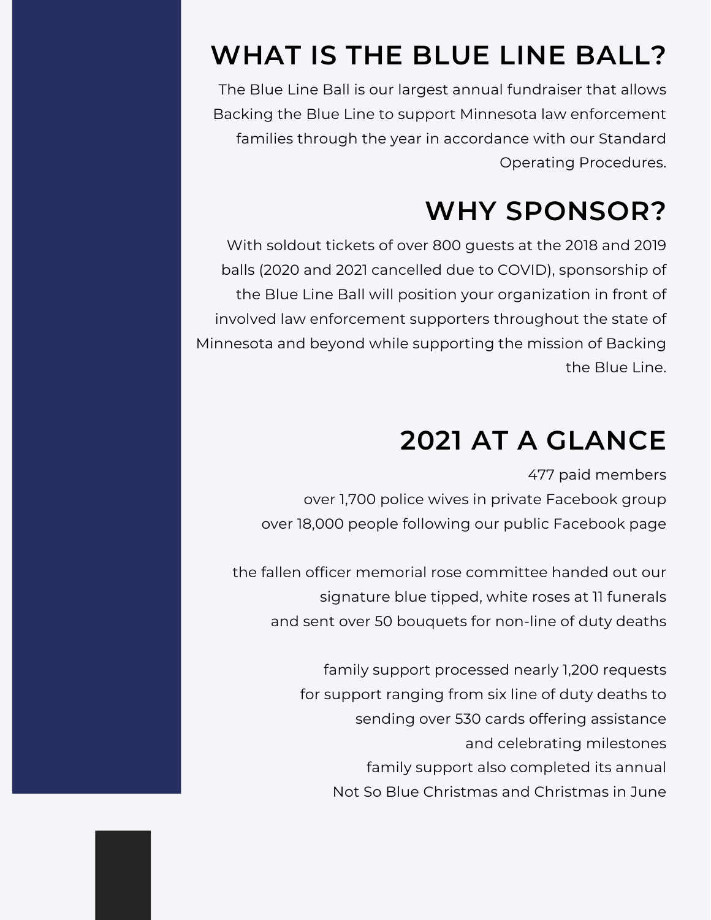## WHAT IS THE BLUE LINE BALL?

The Blue Line Ball is our largest annual fundraiser that allows Backing the Blue Line to support Minnesota law enforcement families through the year in accordance with our Standard Operating Procedures.

## WHY SPONSOR?

With soldout tickets of over 800 guests at the 2018 and 2019 balls (2020 and 2021 cancelled due to COVID), sponsorship of the Blue Line Ball will position your organization in front of involved law enforcement supporters throughout the state of Minnesota and beyond while supporting the mission of Backing the Blue Line.

## 2021 AT A GLANCE

477 paid members
over 1,700 police wives in private Facebook group
over 18,000 people following our public Facebook page

the fallen officer memorial rose committee handed out our signature blue tipped, white roses at 11 funerals and sent over 50 bouquets for non-line of duty deaths

family support processed nearly 1,200 requests for support ranging from six line of duty deaths to sending over 530 cards offering assistance and celebrating milestones
family support also completed its annual Not So Blue Christmas and Christmas in June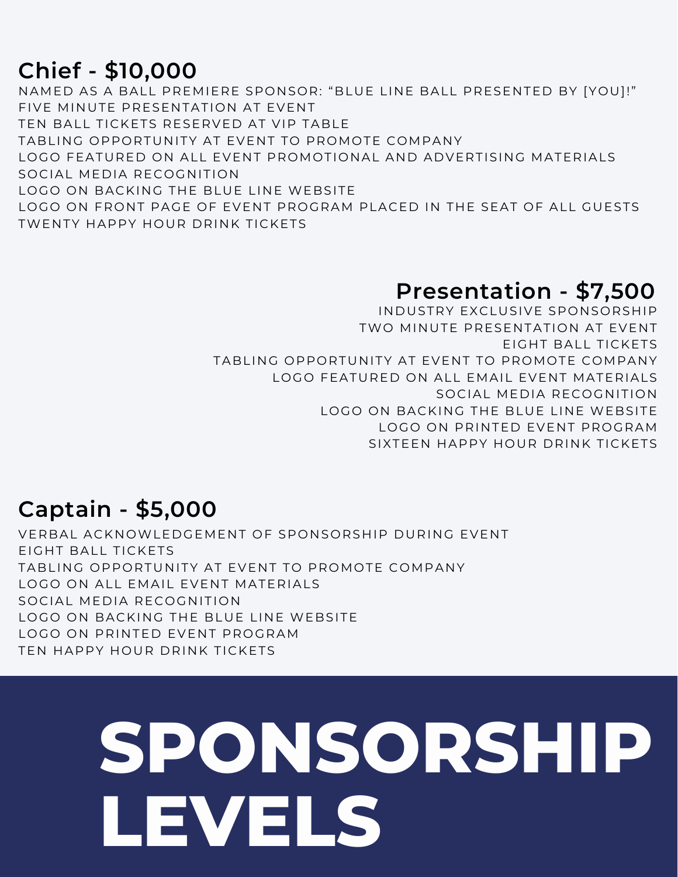## Chief - $10,000

- NAMED AS A BALL PREMIERE SPONSOR: “BLUE LINE BALL PRESENTED BY [YOU]!”
- FIVE MINUTE PRESENTATION AT EVENT
- TEN BALL TICKETS RESERVED AT VIP TABLE
- TABLING OPPORTUNITY AT EVENT TO PROMOTE COMPANY
- LOGO FEATURED ON ALL EVENT PROMOTIONAL AND ADVERTISING MATERIALS
- SOCIAL MEDIA RECOGNITION
- LOGO ON BACKING THE BLUE LINE WEBSITE
- LOGO ON FRONT PAGE OF EVENT PROGRAM PLACED IN THE SEAT OF ALL GUESTS
- TWENTY HAPPY HOUR DRINK TICKETS

## Presentation - $7,500

- INDUSTRY EXCLUSIVE SPONSORSHIP
- TWO MINUTE PRESENTATION AT EVENT
- EIGHT BALL TICKETS
- TABLING OPPORTUNITY AT EVENT TO PROMOTE COMPANY
- LOGO FEATURED ON ALL EMAIL EVENT MATERIALS
- SOCIAL MEDIA RECOGNITION
- LOGO ON BACKING THE BLUE LINE WEBSITE
- LOGO ON PRINTED EVENT PROGRAM
- SIXTEEN HAPPY HOUR DRINK TICKETS

## Captain - $5,000

- VERBAL ACKNOWLEDGEMENT OF SPONSORSHIP DURING EVENT
- EIGHT BALL TICKETS
- TABLING OPPORTUNITY AT EVENT TO PROMOTE COMPANY
- LOGO ON ALL EMAIL EVENT MATERIALS
- SOCIAL MEDIA RECOGNITION
- LOGO ON BACKING THE BLUE LINE WEBSITE
- LOGO ON PRINTED EVENT PROGRAM
- TEN HAPPY HOUR DRINK TICKETS

# SPONSORSHIP LEVELS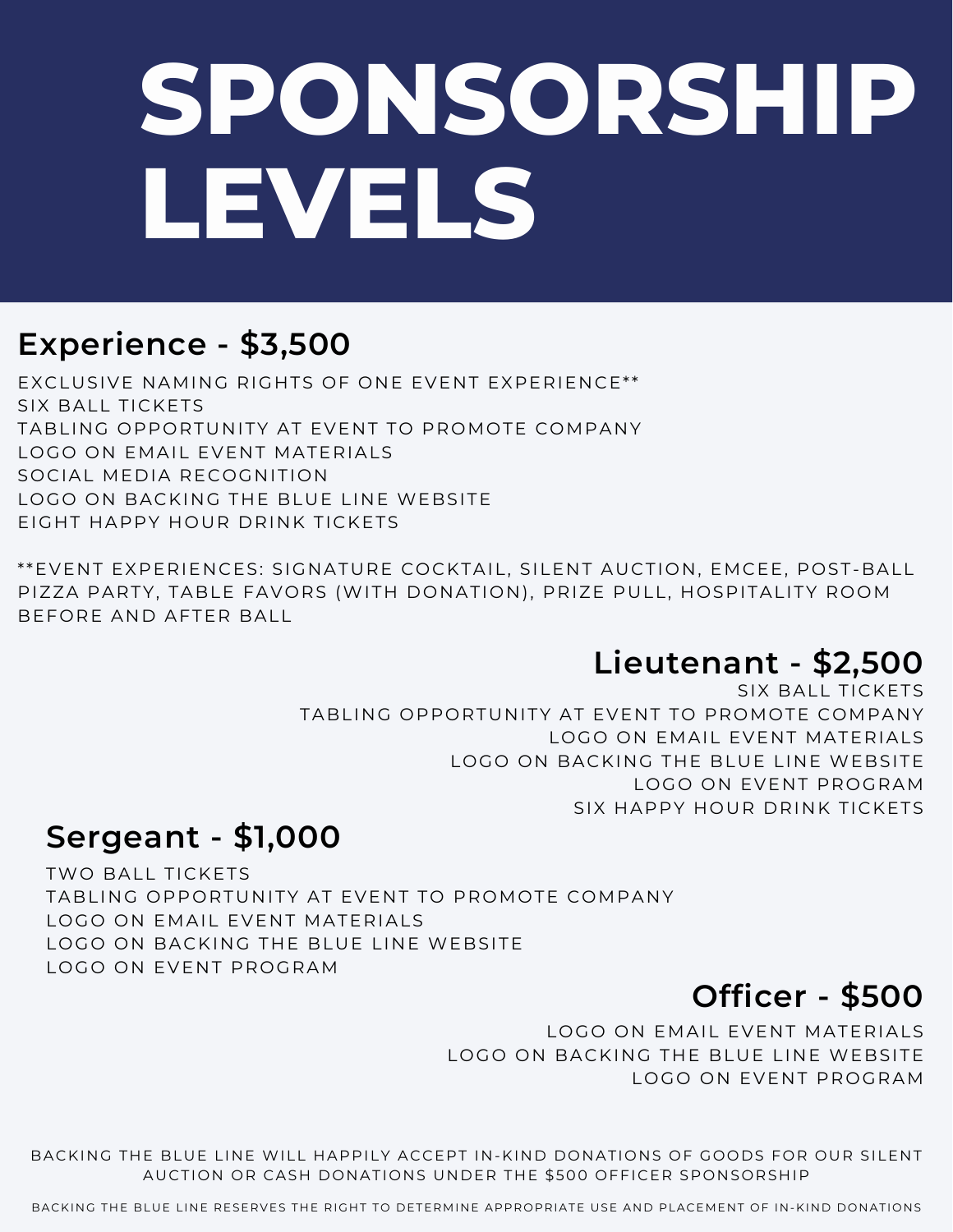# SPONSORSHIP LEVELS

## Experience - $3,500

EXCLUSIVE NAMING RIGHTS OF ONE EVENT EXPERIENCE**
SIX BALL TICKETS
TABLING OPPORTUNITY AT EVENT TO PROMOTE COMPANY
LOGO ON EMAIL EVENT MATERIALS
SOCIAL MEDIA RECOGNITION
LOGO ON BACKING THE BLUE LINE WEBSITE
EIGHT HAPPY HOUR DRINK TICKETS

**EVENT EXPERIENCES: SIGNATURE COCKTAIL, SILENT AUCTION, EMCEE, POST-BALL PIZZA PARTY, TABLE FAVORS (WITH DONATION), PRIZE PULL, HOSPITALITY ROOM BEFORE AND AFTER BALL

## Lieutenant - $2,500

SIX BALL TICKETS
TABLING OPPORTUNITY AT EVENT TO PROMOTE COMPANY
LOGO ON EMAIL EVENT MATERIALS
LOGO ON BACKING THE BLUE LINE WEBSITE
LOGO ON EVENT PROGRAM
SIX HAPPY HOUR DRINK TICKETS

## Sergeant - $1,000

TWO BALL TICKETS
TABLING OPPORTUNITY AT EVENT TO PROMOTE COMPANY
LOGO ON EMAIL EVENT MATERIALS
LOGO ON BACKING THE BLUE LINE WEBSITE
LOGO ON EVENT PROGRAM

## Officer - $500

LOGO ON EMAIL EVENT MATERIALS
LOGO ON BACKING THE BLUE LINE WEBSITE
LOGO ON EVENT PROGRAM

BACKING THE BLUE LINE WILL HAPPILY ACCEPT IN-KIND DONATIONS OF GOODS FOR OUR SILENT AUCTION OR CASH DONATIONS UNDER THE $500 OFFICER SPONSORSHIP

BACKING THE BLUE LINE RESERVES THE RIGHT TO DETERMINE APPROPRIATE USE AND PLACEMENT OF IN-KIND DONATIONS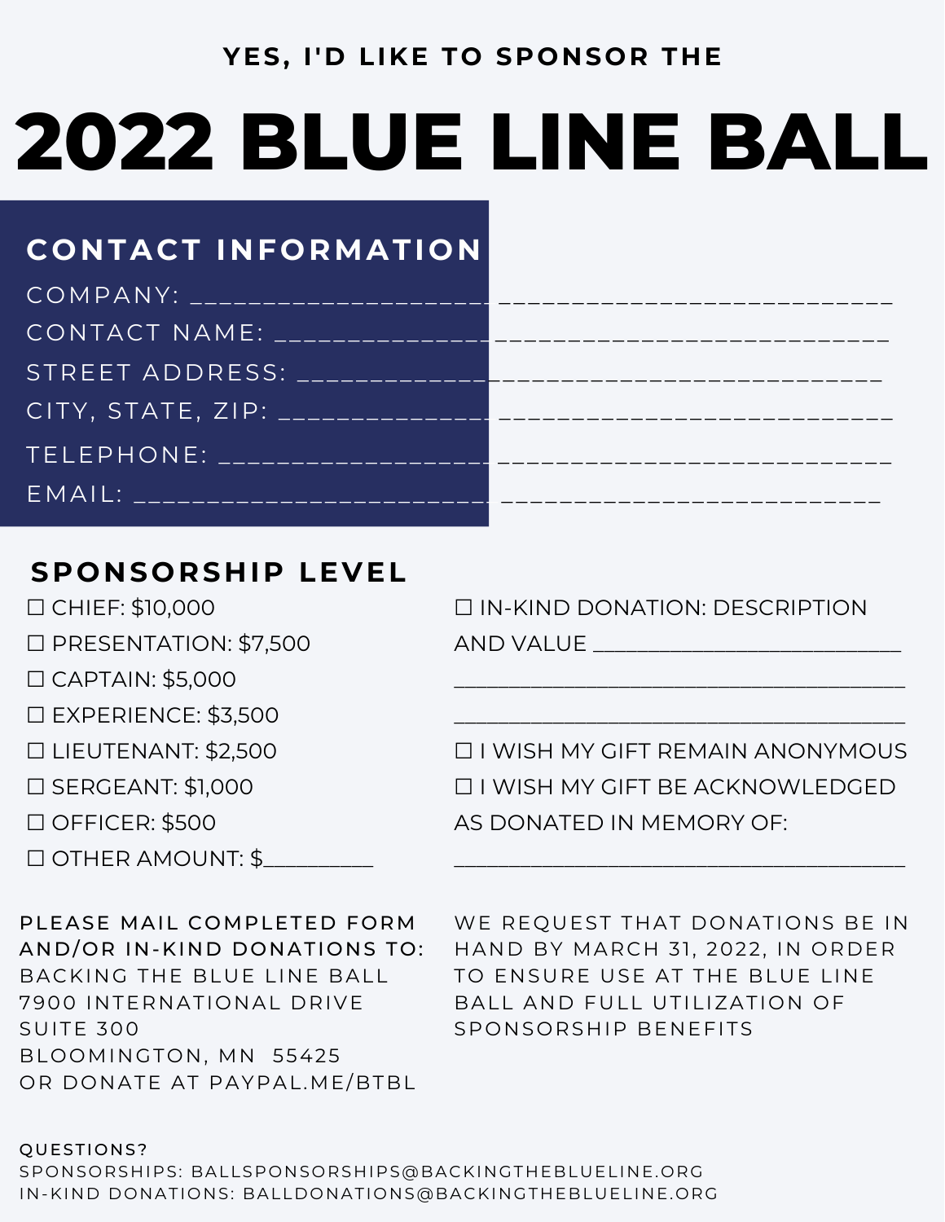YES, I'D LIKE TO SPONSOR THE

# 2022 BLUE LINE BALL

## CONTACT INFORMATION

COMPANY: ____________________________________________

CONTACT NAME: ____________________________________________

STREET ADDRESS: ____________________________________________

CITY, STATE, ZIP: ____________________________________________

TELEPHONE: ____________________________________________

EMAIL: ____________________________________________

## SPONSORSHIP LEVEL

☐ CHIEF: $10,000

☐ PRESENTATION: $7,500

☐ CAPTAIN: $5,000

☐ EXPERIENCE: $3,500

☐ LIEUTENANT: $2,500

☐ SERGEANT: $1,000

☐ OFFICER: $500

☐ OTHER AMOUNT: $__________

☐ IN-KIND DONATION: DESCRIPTION AND VALUE __________________________

______________________________________

______________________________________

☐ I WISH MY GIFT REMAIN ANONYMOUS

☐ I WISH MY GIFT BE ACKNOWLEDGED AS DONATED IN MEMORY OF:

______________________________________

**PLEASE MAIL COMPLETED FORM AND/OR IN-KIND DONATIONS TO:**
BACKING THE BLUE LINE BALL
7900 INTERNATIONAL DRIVE
SUITE 300
BLOOMINGTON, MN 55425
OR DONATE AT PAYPAL.ME/BTBL

WE REQUEST THAT DONATIONS BE IN HAND BY MARCH 31, 2022, IN ORDER TO ENSURE USE AT THE BLUE LINE BALL AND FULL UTILIZATION OF SPONSORSHIP BENEFITS

**QUESTIONS?**
SPONSORSHIPS: BALLSPONSORSHIPS@BACKINGTHEBLUELINE.ORG
IN-KIND DONATIONS: BALLDONATIONS@BACKINGTHEBLUELINE.ORG